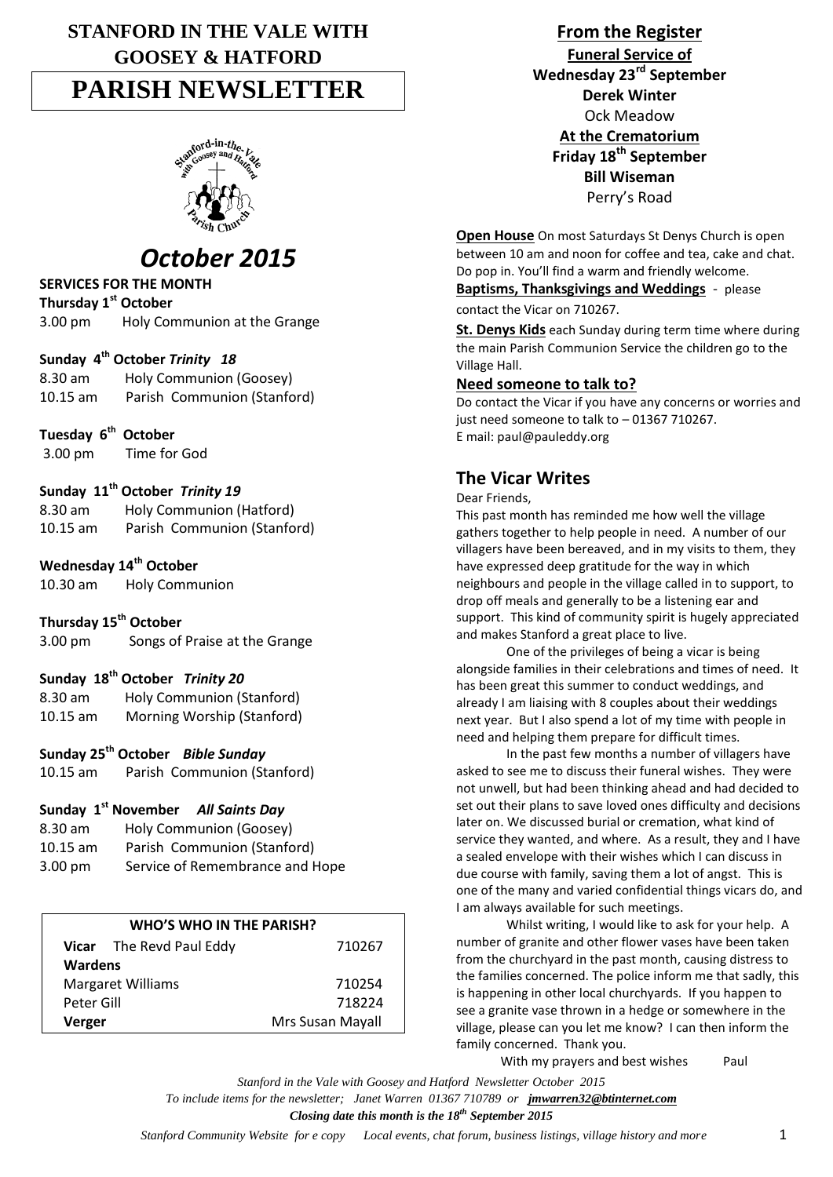# STANFORD IN THE VALE WITH GOOSEY & HATFORD

# PARISH NEWSLETTER

## *October 2015*

**SERVICES FOR THE MONTH**

**Thursday 1st October**
3.00 pm Holy Communion at the Grange

**Sunday 4th October *Trinity 18***
8.30 am Holy Communion (Goosey)
10.15 am Parish Communion (Stanford)

**Tuesday 6th October**
3.00 pm Time for God

**Sunday 11th October *Trinity 19***
8.30 am Holy Communion (Hatford)
10.15 am Parish Communion (Stanford)

**Wednesday 14th October**
10.30 am Holy Communion

**Thursday 15th October**
3.00 pm Songs of Praise at the Grange

**Sunday 18th October *Trinity 20***
8.30 am Holy Communion (Stanford)
10.15 am Morning Worship (Stanford)

**Sunday 25th October *Bible Sunday***
10.15 am Parish Communion (Stanford)

**Sunday 1st November *All Saints Day***
8.30 am Holy Communion (Goosey)
10.15 am Parish Communion (Stanford)
3.00 pm Service of Remembrance and Hope

| WHO'S WHO IN THE PARISH? | |
|---|---|
| **Vicar** The Revd Paul Eddy | 710267 |
| **Wardens** | |
| Margaret Williams | 710254 |
| Peter Gill | 718224 |
| **Verger** | Mrs Susan Mayall |

## From the Register

**Funeral Service of**
**Wednesday 23rd September**
**Derek Winter**
Ock Meadow

**At the Crematorium**
**Friday 18th September**
**Bill Wiseman**
Perry's Road

**Open House** On most Saturdays St Denys Church is open between 10 am and noon for coffee and tea, cake and chat. Do pop in. You'll find a warm and friendly welcome.

**Baptisms, Thanksgivings and Weddings** - please contact the Vicar on 710267.

**St. Denys Kids** each Sunday during term time where during the main Parish Communion Service the children go to the Village Hall.

**Need someone to talk to?**
Do contact the Vicar if you have any concerns or worries and just need someone to talk to – 01367 710267.
E mail: paul@pauleddy.org

## The Vicar Writes

Dear Friends,

This past month has reminded me how well the village gathers together to help people in need. A number of our villagers have been bereaved, and in my visits to them, they have expressed deep gratitude for the way in which neighbours and people in the village called in to support, to drop off meals and generally to be a listening ear and support. This kind of community spirit is hugely appreciated and makes Stanford a great place to live.

One of the privileges of being a vicar is being alongside families in their celebrations and times of need. It has been great this summer to conduct weddings, and already I am liaising with 8 couples about their weddings next year. But I also spend a lot of my time with people in need and helping them prepare for difficult times.

In the past few months a number of villagers have asked to see me to discuss their funeral wishes. They were not unwell, but had been thinking ahead and had decided to set out their plans to save loved ones difficulty and decisions later on. We discussed burial or cremation, what kind of service they wanted, and where. As a result, they and I have a sealed envelope with their wishes which I can discuss in due course with family, saving them a lot of angst. This is one of the many and varied confidential things vicars do, and I am always available for such meetings.

Whilst writing, I would like to ask for your help. A number of granite and other flower vases have been taken from the churchyard in the past month, causing distress to the families concerned. The police inform me that sadly, this is happening in other local churchyards. If you happen to see a granite vase thrown in a hedge or somewhere in the village, please can you let me know? I can then inform the family concerned. Thank you.

With my prayers and best wishes Paul

*Stanford in the Vale with Goosey and Hatford Newsletter October 2015*
*To include items for the newsletter; Janet Warren 01367 710789 or **jmwarren32@btinternet.com***
***Closing date this month is the 18th September 2015***
*Stanford Community Website for e copy Local events, chat forum, business listings, village history and more*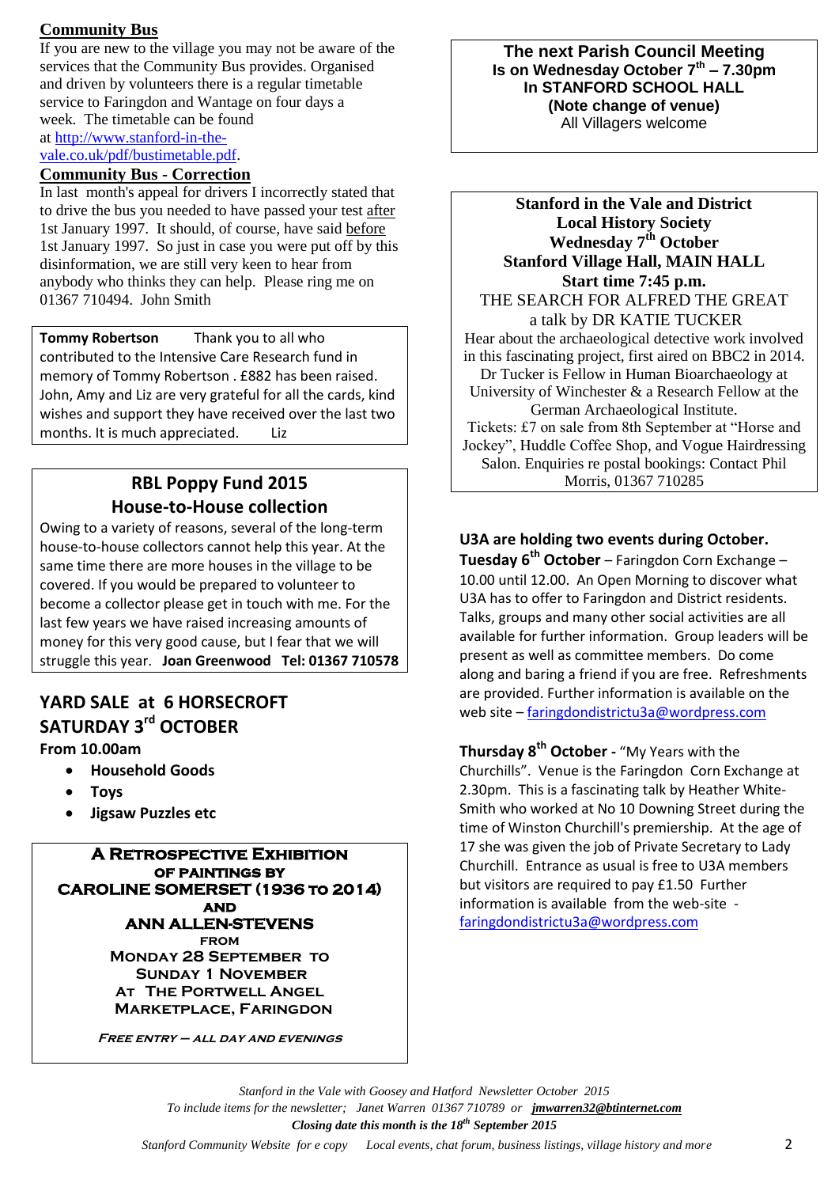## Community Bus

If you are new to the village you may not be aware of the services that the Community Bus provides. Organised and driven by volunteers there is a regular timetable service to Faringdon and Wantage on four days a week. The timetable can be found at http://www.stanford-in-the-vale.co.uk/pdf/bustimetable.pdf.

## Community Bus - Correction

In last month's appeal for drivers I incorrectly stated that to drive the bus you needed to have passed your test after 1st January 1997. It should, of course, have said before 1st January 1997. So just in case you were put off by this disinformation, we are still very keen to hear from anybody who thinks they can help. Please ring me on 01367 710494. John Smith

**Tommy Robertson** Thank you to all who contributed to the Intensive Care Research fund in memory of Tommy Robertson . £882 has been raised. John, Amy and Liz are very grateful for all the cards, kind wishes and support they have received over the last two months. It is much appreciated. Liz

## RBL Poppy Fund 2015
## House-to-House collection

Owing to a variety of reasons, several of the long-term house-to-house collectors cannot help this year. At the same time there are more houses in the village to be covered. If you would be prepared to volunteer to become a collector please get in touch with me. For the last few years we have raised increasing amounts of money for this very good cause, but I fear that we will struggle this year. **Joan Greenwood Tel: 01367 710578**

## YARD SALE at 6 HORSECROFT
## SATURDAY 3rd OCTOBER

**From 10.00am**

- **Household Goods**
- **Toys**
- **Jigsaw Puzzles etc**

**A RETROSPECTIVE EXHIBITION**
**OF PAINTINGS BY**
**CAROLINE SOMERSET (1936 TO 2014)**
**AND**
**ANN ALLEN-STEVENS**
**FROM**
**MONDAY 28 SEPTEMBER TO**
**SUNDAY 1 NOVEMBER**
**AT THE PORTWELL ANGEL**
**MARKETPLACE, FARINGDON**

***FREE ENTRY – ALL DAY AND EVENINGS***

**The next Parish Council Meeting**
**Is on Wednesday October 7th – 7.30pm**
**In STANFORD SCHOOL HALL**
**(Note change of venue)**
All Villagers welcome

**Stanford in the Vale and District**
**Local History Society**
**Wednesday 7th October**
**Stanford Village Hall, MAIN HALL**
**Start time 7:45 p.m.**

THE SEARCH FOR ALFRED THE GREAT
a talk by DR KATIE TUCKER

Hear about the archaeological detective work involved in this fascinating project, first aired on BBC2 in 2014. Dr Tucker is Fellow in Human Bioarchaeology at University of Winchester & a Research Fellow at the German Archaeological Institute.

Tickets: £7 on sale from 8th September at "Horse and Jockey", Huddle Coffee Shop, and Vogue Hairdressing Salon. Enquiries re postal bookings: Contact Phil Morris, 01367 710285

**U3A are holding two events during October.**

**Tuesday 6th October** – Faringdon Corn Exchange – 10.00 until 12.00. An Open Morning to discover what U3A has to offer to Faringdon and District residents. Talks, groups and many other social activities are all available for further information. Group leaders will be present as well as committee members. Do come along and baring a friend if you are free. Refreshments are provided. Further information is available on the web site – faringdondistrictu3a@wordpress.com

**Thursday 8th October -** "My Years with the Churchills". Venue is the Faringdon Corn Exchange at 2.30pm. This is a fascinating talk by Heather White-Smith who worked at No 10 Downing Street during the time of Winston Churchill's premiership. At the age of 17 she was given the job of Private Secretary to Lady Churchill. Entrance as usual is free to U3A members but visitors are required to pay £1.50 Further information is available from the web-site - faringdondistrictu3a@wordpress.com

*Stanford in the Vale with Goosey and Hatford Newsletter October 2015*
*To include items for the newsletter; Janet Warren 01367 710789 or **jmwarren32@btinternet.com***
***Closing date this month is the 18th September 2015***
*Stanford Community Website for e copy Local events, chat forum, business listings, village history and more*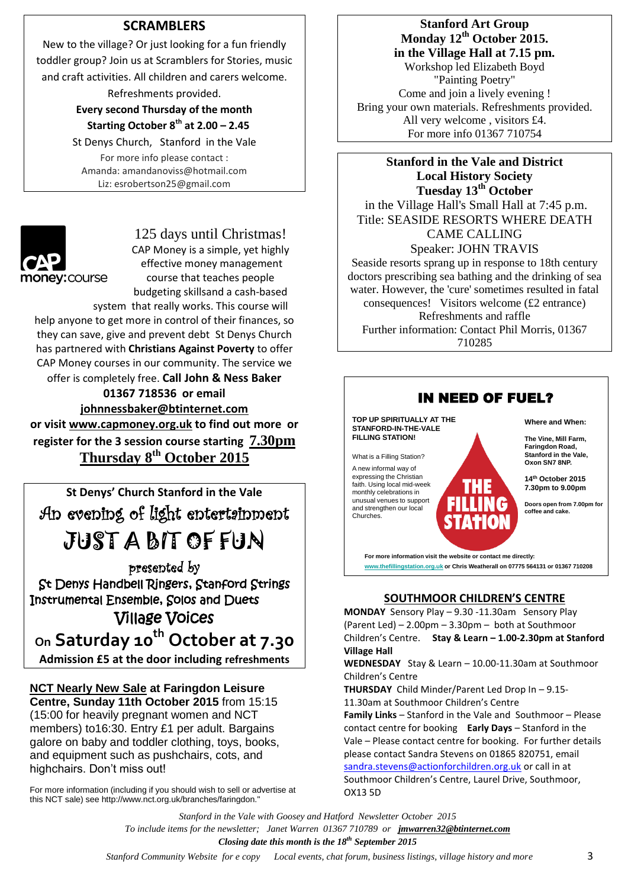## SCRAMBLERS

New to the village? Or just looking for a fun friendly toddler group? Join us at Scramblers for Stories, music and craft activities. All children and carers welcome. Refreshments provided.

**Every second Thursday of the month**
**Starting October 8th at 2.00 – 2.45**

St Denys Church, Stanford in the Vale

For more info please contact :
Amanda: amandanoviss@hotmail.com
Liz: esrobertson25@gmail.com

CAP money:course

125 days until Christmas!

CAP Money is a simple, yet highly effective money management course that teaches people budgeting skillsand a cash-based system that really works. This course will help anyone to get more in control of their finances, so they can save, give and prevent debt St Denys Church has partnered with **Christians Against Poverty** to offer CAP Money courses in our community. The service we offer is completely free. **Call John & Ness Baker 01367 718536 or email johnnessbaker@btinternet.com or visit www.capmoney.org.uk to find out more or register for the 3 session course starting 7.30pm Thursday 8th October 2015**

## St Denys' Church Stanford in the Vale

An evening of light entertainment

# JUST A BIT OF FUN

presented by

St Denys Handbell Ringers, Stanford Strings
Instrumental Ensemble, Solos and Duets
Village Voices

On **Saturday 10th October at 7.30**

**Admission £5 at the door including refreshments**

**NCT Nearly New Sale at Faringdon Leisure Centre, Sunday 11th October 2015** from 15:15 (15:00 for heavily pregnant women and NCT members) to16:30. Entry £1 per adult. Bargains galore on baby and toddler clothing, toys, books, and equipment such as pushchairs, cots, and highchairs. Don't miss out!

For more information (including if you should wish to sell or advertise at this NCT sale) see http://www.nct.org.uk/branches/faringdon."

**Stanford Art Group**
**Monday 12th October 2015.**
**in the Village Hall at 7.15 pm.**

Workshop led Elizabeth Boyd
"Painting Poetry"
Come and join a lively evening !
Bring your own materials. Refreshments provided.
All very welcome , visitors £4.
For more info 01367 710754

**Stanford in the Vale and District Local History Society**
**Tuesday 13th October**

in the Village Hall's Small Hall at 7:45 p.m.
Title: SEASIDE RESORTS WHERE DEATH CAME CALLING
Speaker: JOHN TRAVIS

Seaside resorts sprang up in response to 18th century doctors prescribing sea bathing and the drinking of sea water. However, the 'cure' sometimes resulted in fatal consequences! Visitors welcome (£2 entrance)
Refreshments and raffle
Further information: Contact Phil Morris, 01367 710285

## IN NEED OF FUEL?

**TOP UP SPIRITUALLY AT THE STANFORD-IN-THE-VALE FILLING STATION!**

What is a Filling Station?

A new informal way of expressing the Christian faith. Using local mid-week monthly celebrations in unusual venues to support and strengthen our local Churches.

THE FILLING STATION

**Where and When:**

**The Vine, Mill Farm, Faringdon Road, Stanford in the Vale, Oxon SN7 8NP.**

**14th October 2015 7.30pm to 9.00pm**

**Doors open from 7.00pm for coffee and cake.**

**For more information visit the website or contact me directly: www.thefillingstation.org.uk or Chris Weatherall on 07775 564131 or 01367 710208**

## SOUTHMOOR CHILDREN'S CENTRE

**MONDAY** Sensory Play – 9.30 -11.30am Sensory Play (Parent Led) – 2.00pm – 3.30pm – both at Southmoor Children's Centre. **Stay & Learn – 1.00-2.30pm at Stanford Village Hall**

**WEDNESDAY** Stay & Learn – 10.00-11.30am at Southmoor Children's Centre

**THURSDAY** Child Minder/Parent Led Drop In – 9.15-11.30am at Southmoor Children's Centre

**Family Links** – Stanford in the Vale and Southmoor – Please contact centre for booking **Early Days** – Stanford in the Vale – Please contact centre for booking. For further details please contact Sandra Stevens on 01865 820751, email sandra.stevens@actionforchildren.org.uk or call in at Southmoor Children's Centre, Laurel Drive, Southmoor, OX13 5D

*Stanford in the Vale with Goosey and Hatford Newsletter October 2015*
*To include items for the newsletter; Janet Warren 01367 710789 or* ***jmwarren32@btinternet.com***
***Closing date this month is the 18th September 2015***
*Stanford Community Website for e copy Local events, chat forum, business listings, village history and more*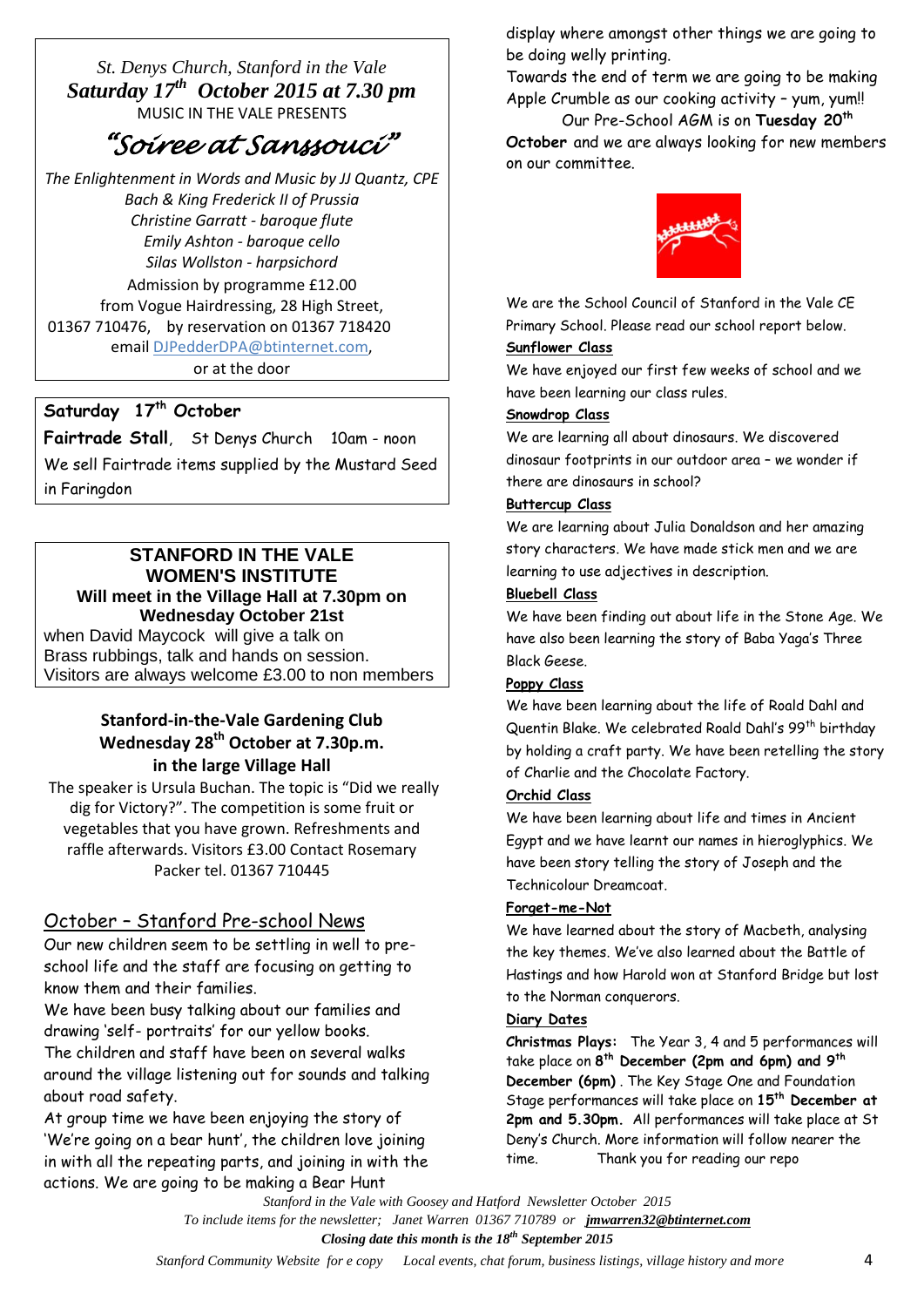St. Denys Church, Stanford in the Vale

**Saturday 17th October 2015 at 7.30 pm**

MUSIC IN THE VALE PRESENTS

## *"Soiree at Sanssouci"*

*The Enlightenment in Words and Music by JJ Quantz, CPE Bach & King Frederick II of Prussia*

*Christine Garratt - baroque flute*

*Emily Ashton - baroque cello*

*Silas Wollston - harpsichord*

Admission by programme £12.00 from Vogue Hairdressing, 28 High Street, 01367 710476, by reservation on 01367 718420 email DJPedderDPA@btinternet.com, or at the door

---

**Saturday 17th October**

**Fairtrade Stall**, St Denys Church 10am - noon

We sell Fairtrade items supplied by the Mustard Seed in Faringdon

---

## STANFORD IN THE VALE WOMEN'S INSTITUTE

**Will meet in the Village Hall at 7.30pm on Wednesday October 21st**

when David Maycock will give a talk on Brass rubbings, talk and hands on session.

Visitors are always welcome £3.00 to non members

---

**Stanford-in-the-Vale Gardening Club**

**Wednesday 28th October at 7.30p.m. in the large Village Hall**

The speaker is Ursula Buchan. The topic is "Did we really dig for Victory?". The competition is some fruit or vegetables that you have grown. Refreshments and raffle afterwards. Visitors £3.00 Contact Rosemary Packer tel. 01367 710445

## October – Stanford Pre-school News

Our new children seem to be settling in well to pre-school life and the staff are focusing on getting to know them and their families.

We have been busy talking about our families and drawing 'self- portraits' for our yellow books.

The children and staff have been on several walks around the village listening out for sounds and talking about road safety.

At group time we have been enjoying the story of 'We're going on a bear hunt', the children love joining in with all the repeating parts, and joining in with the actions. We are going to be making a Bear Hunt display where amongst other things we are going to be doing welly printing.

Towards the end of term we are going to be making Apple Crumble as our cooking activity – yum, yum!!

Our Pre-School AGM is on **Tuesday 20th October** and we are always looking for new members on our committee.

We are the School Council of Stanford in the Vale CE Primary School. Please read our school report below.

**Sunflower Class**

We have enjoyed our first few weeks of school and we have been learning our class rules.

**Snowdrop Class**

We are learning all about dinosaurs. We discovered dinosaur footprints in our outdoor area – we wonder if there are dinosaurs in school?

**Buttercup Class**

We are learning about Julia Donaldson and her amazing story characters. We have made stick men and we are learning to use adjectives in description.

**Bluebell Class**

We have been finding out about life in the Stone Age. We have also been learning the story of Baba Yaga's Three Black Geese.

**Poppy Class**

We have been learning about the life of Roald Dahl and Quentin Blake. We celebrated Roald Dahl's 99th birthday by holding a craft party. We have been retelling the story of Charlie and the Chocolate Factory.

**Orchid Class**

We have been learning about life and times in Ancient Egypt and we have learnt our names in hieroglyphics. We have been story telling the story of Joseph and the Technicolour Dreamcoat.

**Forget-me-Not**

We have learned about the story of Macbeth, analysing the key themes. We've also learned about the Battle of Hastings and how Harold won at Stanford Bridge but lost to the Norman conquerors.

**Diary Dates**

**Christmas Plays:** The Year 3, 4 and 5 performances will take place on **8th December (2pm and 6pm) and 9th December (6pm)**. The Key Stage One and Foundation Stage performances will take place on **15th December at 2pm and 5.30pm.** All performances will take place at St Deny's Church. More information will follow nearer the time. Thank you for reading our repo